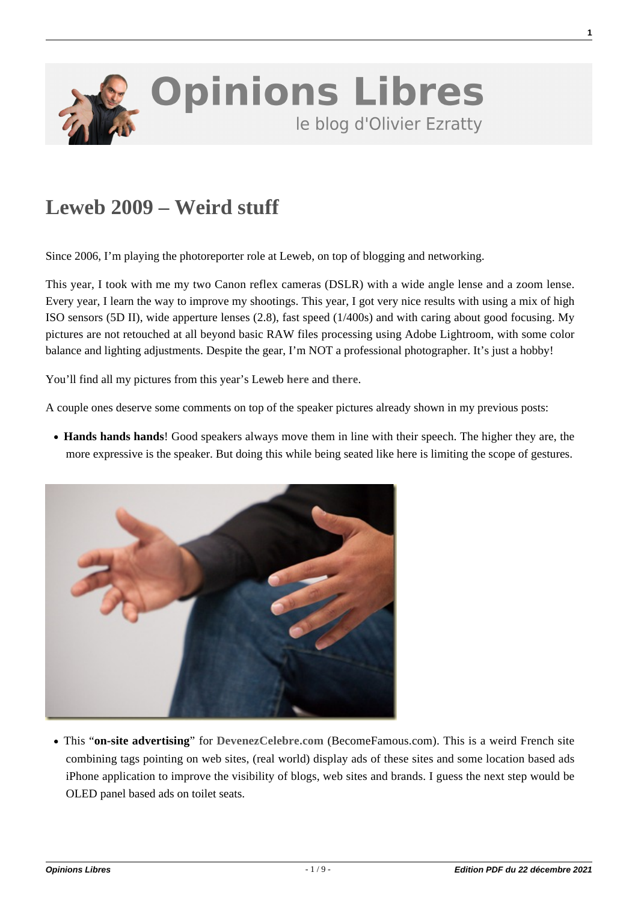# Leweb 2009 – Weird stuff

Since 2006, I'm playing the photoreporter role at Leweb, on top of blogging and networking.

This year, I took with me my two Canon reflex cameras (DSLR) with a wide angle lense and a zoom lense. Every year, I learn the way to improve my shootings. This year, I got very nice results with using a mix of high ISO sensors (5D II), wide apperture lenses (2.8), fast speed (1/400s) and with caring about good focusing. My pictures are not retouched at all beyond basic RAW files processing using Adobe Lightroom, with some color balance and lighting adjustments. Despite the gear, I'm NOT a professional photographer. It's just a hobby!

You'll find all my pictures from this year's Leweb **here** and **there**.

A couple ones deserve some comments on top of the speaker pictures already shown in my previous posts:

- **Hands hands hands**! Good speakers always move them in line with their speech. The higher they are, the more expressive is the speaker. But doing this while being seated like here is limiting the scope of gestures.

- This "**on-site advertising**" for **DevenezCelebre.com** (BecomeFamous.com). This is a weird French site combining tags pointing on web sites, (real world) display ads of these sites and some location based ads iPhone application to improve the visibility of blogs, web sites and brands. I guess the next step would be OLED panel based ads on toilet seats.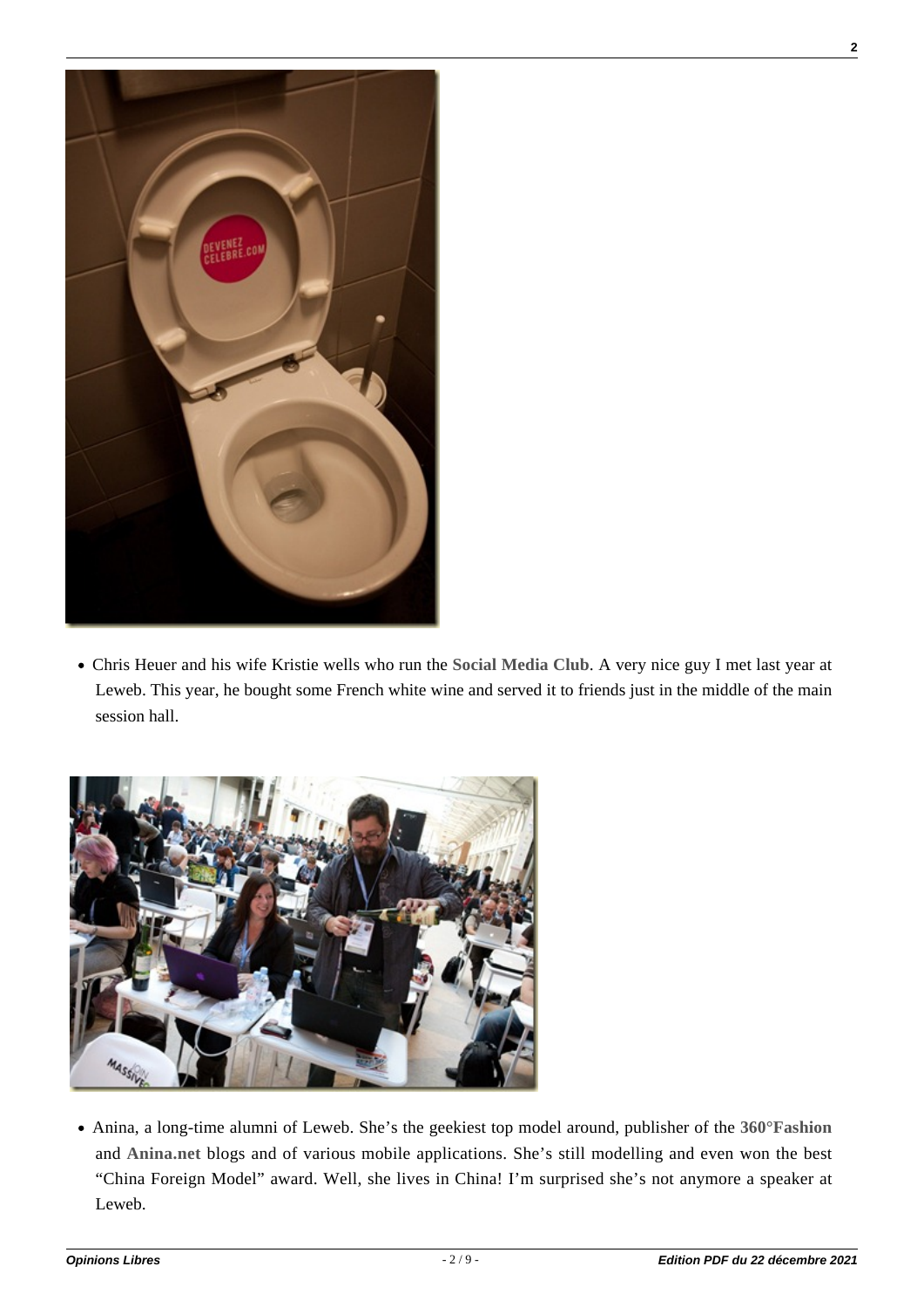- Chris Heuer and his wife Kristie wells who run the **Social Media Club**. A very nice guy I met last year at Leweb. This year, he bought some French white wine and served it to friends just in the middle of the main session hall.

- Anina, a long-time alumni of Leweb. She's the geekiest top model around, publisher of the **360°Fashion** and **Anina.net** blogs and of various mobile applications. She's still modelling and even won the best "China Foreign Model" award. Well, she lives in China! I'm surprised she's not anymore a speaker at Leweb.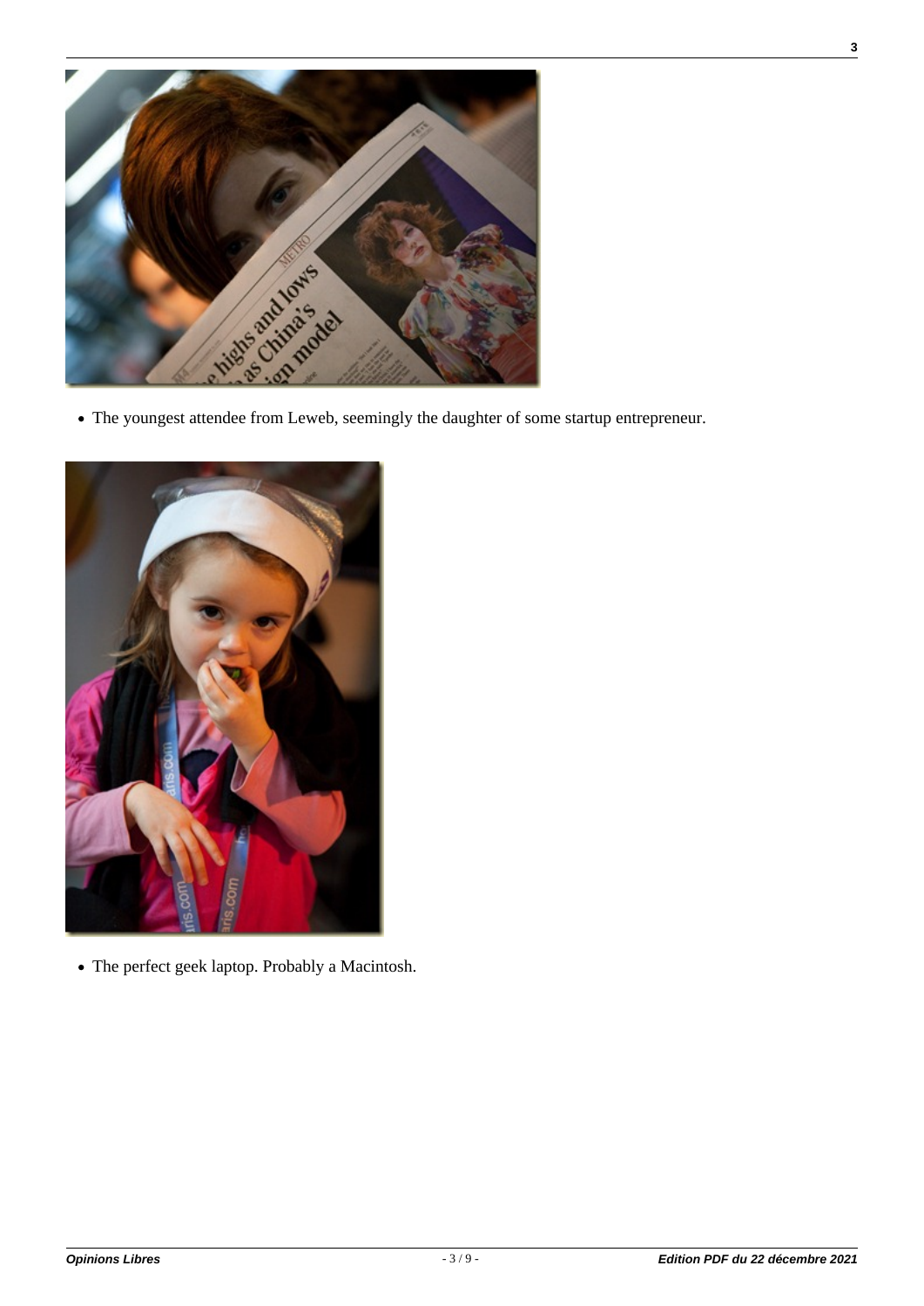- The youngest attendee from Leweb, seemingly the daughter of some startup entrepreneur.

- The perfect geek laptop. Probably a Macintosh.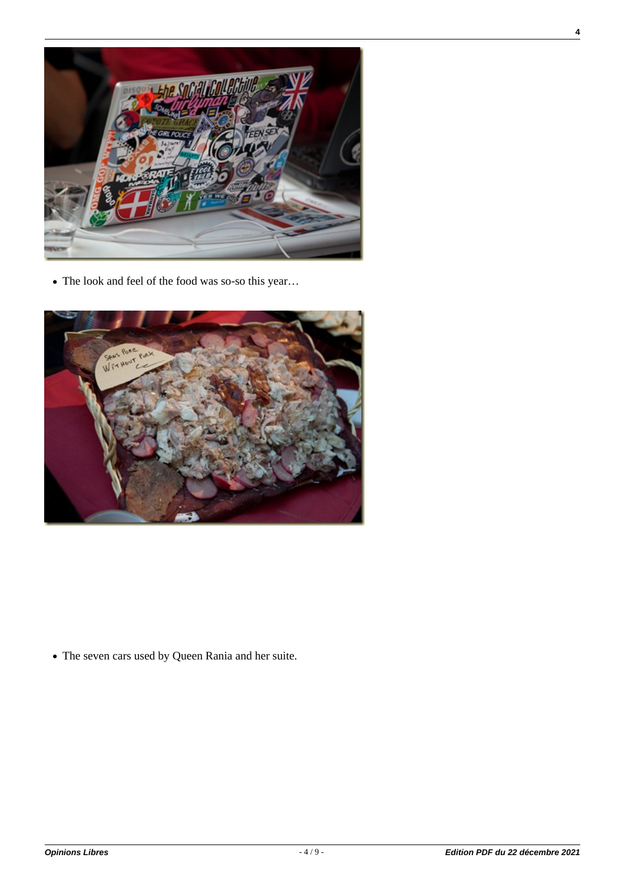- The look and feel of the food was so-so this year…

- The seven cars used by Queen Rania and her suite.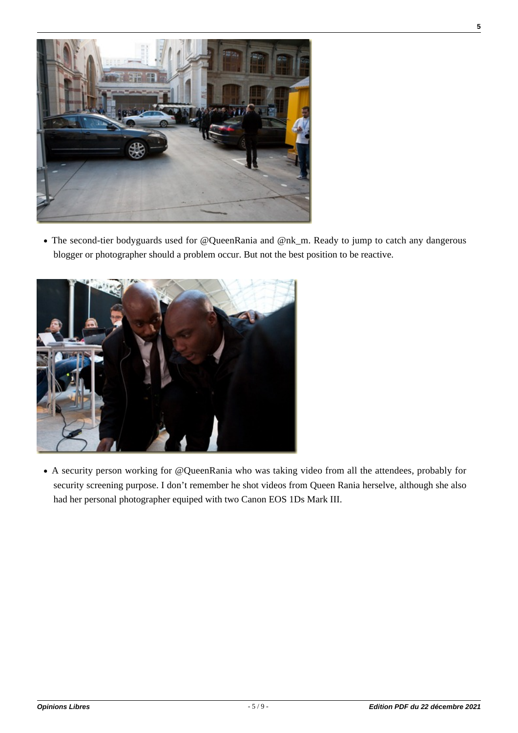- The second-tier bodyguards used for @QueenRania and @nk_m. Ready to jump to catch any dangerous blogger or photographer should a problem occur. But not the best position to be reactive.

- A security person working for @QueenRania who was taking video from all the attendees, probably for security screening purpose. I don't remember he shot videos from Queen Rania herselve, although she also had her personal photographer equiped with two Canon EOS 1Ds Mark III.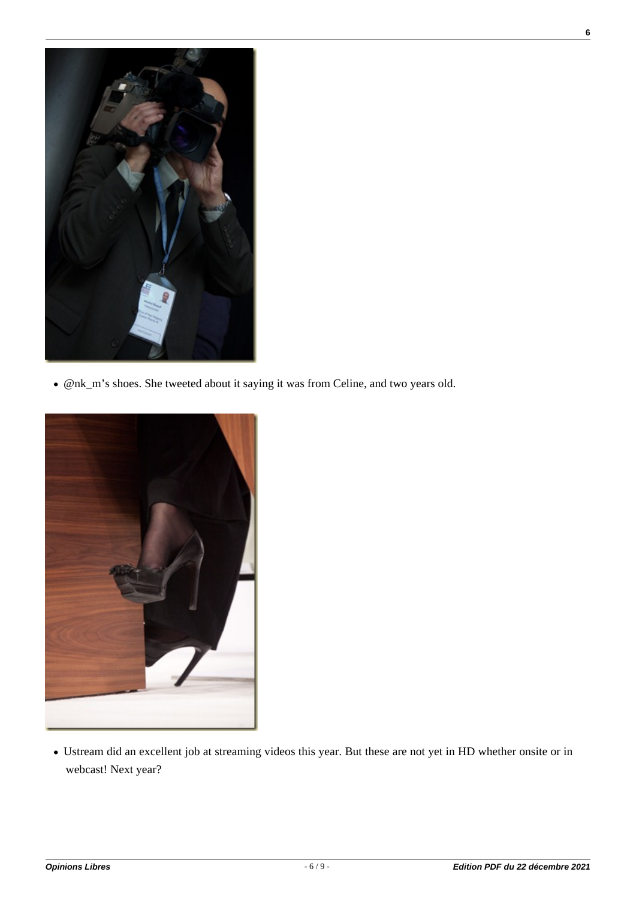- @nk_m's shoes. She tweeted about it saying it was from Celine, and two years old.

- Ustream did an excellent job at streaming videos this year. But these are not yet in HD whether onsite or in webcast! Next year?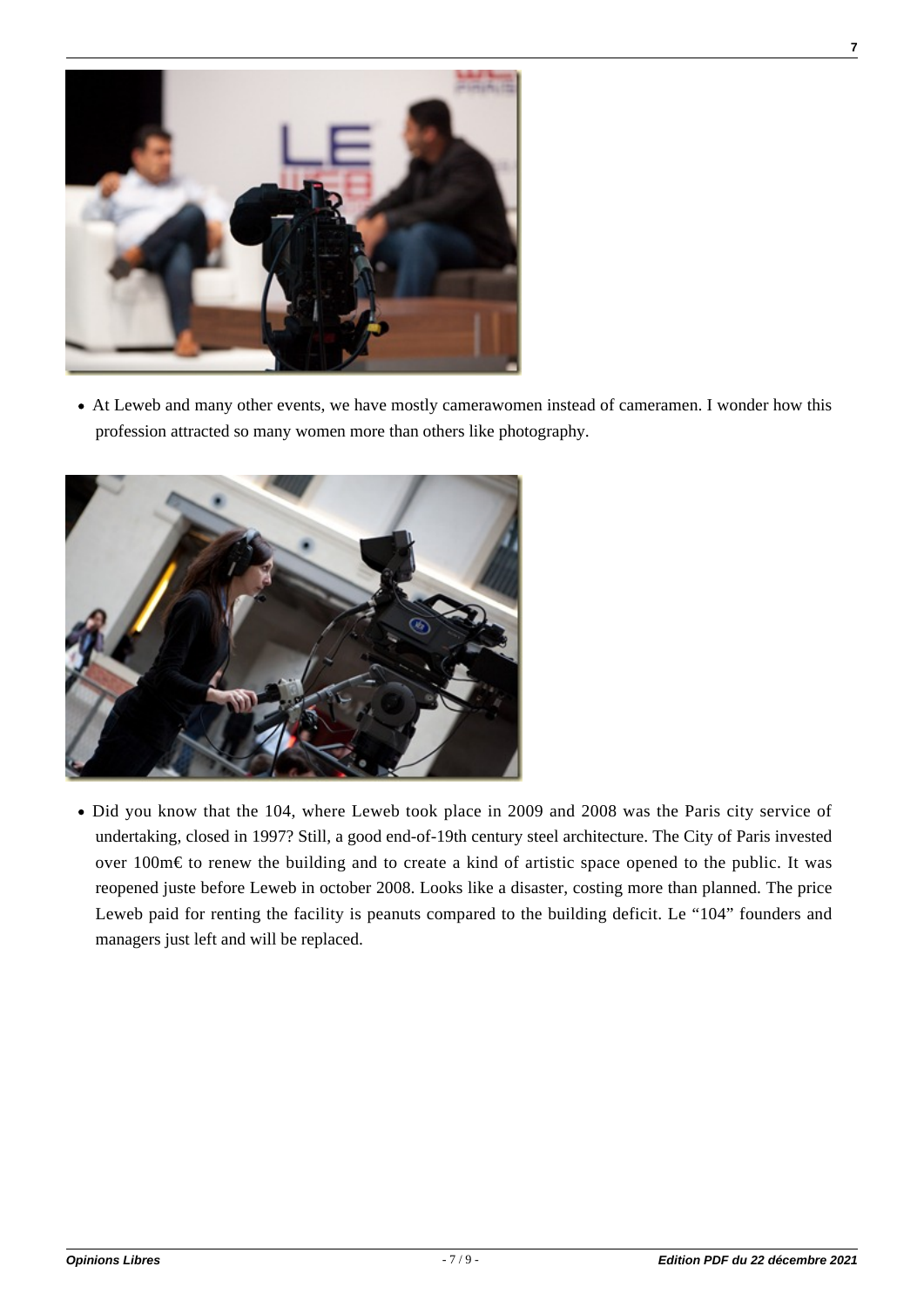- At Leweb and many other events, we have mostly camerawomen instead of cameramen. I wonder how this profession attracted so many women more than others like photography.

- Did you know that the 104, where Leweb took place in 2009 and 2008 was the Paris city service of undertaking, closed in 1997? Still, a good end-of-19th century steel architecture. The City of Paris invested over 100m€ to renew the building and to create a kind of artistic space opened to the public. It was reopened juste before Leweb in october 2008. Looks like a disaster, costing more than planned. The price Leweb paid for renting the facility is peanuts compared to the building deficit. Le "104" founders and managers just left and will be replaced.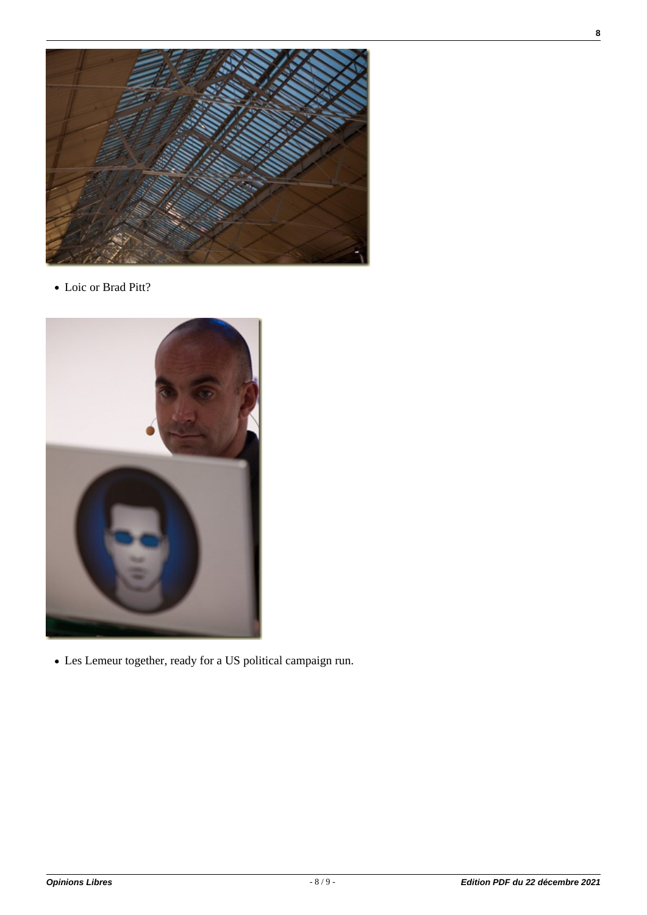- Loic or Brad Pitt?

- Les Lemeur together, ready for a US political campaign run.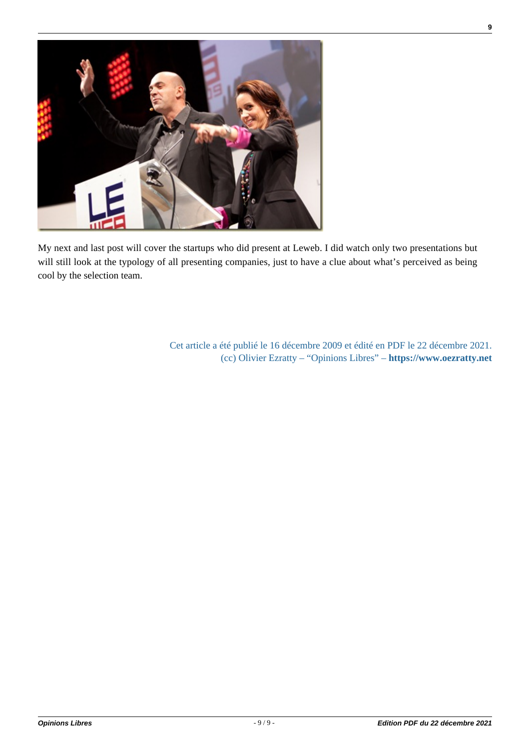My next and last post will cover the startups who did present at Leweb. I did watch only two presentations but will still look at the typology of all presenting companies, just to have a clue about what's perceived as being cool by the selection team.

Cet article a été publié le 16 décembre 2009 et édité en PDF le 22 décembre 2021.
(cc) Olivier Ezratty – "Opinions Libres" – **https://www.oezratty.net**